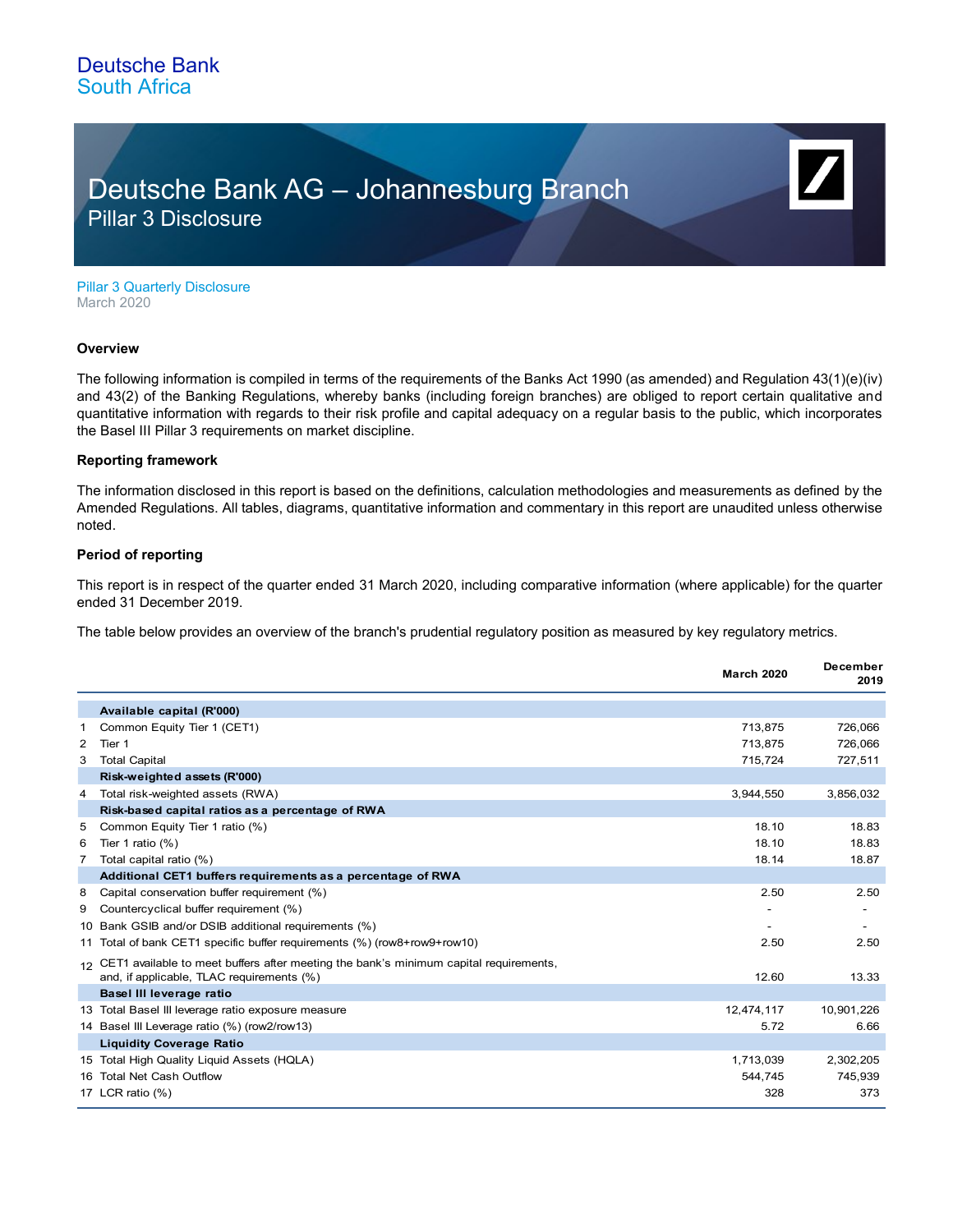Deutsche Bank
South Africa

# Deutsche Bank AG – Johannesburg Branch

## Pillar 3 Disclosure

Pillar 3 Quarterly Disclosure
March 2020

### Overview

The following information is compiled in terms of the requirements of the Banks Act 1990 (as amended) and Regulation 43(1)(e)(iv) and 43(2) of the Banking Regulations, whereby banks (including foreign branches) are obliged to report certain qualitative and quantitative information with regards to their risk profile and capital adequacy on a regular basis to the public, which incorporates the Basel III Pillar 3 requirements on market discipline.

### Reporting framework

The information disclosed in this report is based on the definitions, calculation methodologies and measurements as defined by the Amended Regulations. All tables, diagrams, quantitative information and commentary in this report are unaudited unless otherwise noted.

### Period of reporting

This report is in respect of the quarter ended 31 March 2020, including comparative information (where applicable) for the quarter ended 31 December 2019.

The table below provides an overview of the branch's prudential regulatory position as measured by key regulatory metrics.

| | | March 2020 | December 2019 |
|---|---|---|---|
| | **Available capital (R'000)** | | |
| 1 | Common Equity Tier 1 (CET1) | 713,875 | 726,066 |
| 2 | Tier 1 | 713,875 | 726,066 |
| 3 | Total Capital | 715,724 | 727,511 |
| | **Risk-weighted assets (R'000)** | | |
| 4 | Total risk-weighted assets (RWA) | 3,944,550 | 3,856,032 |
| | **Risk-based capital ratios as a percentage of RWA** | | |
| 5 | Common Equity Tier 1 ratio (%) | 18.10 | 18.83 |
| 6 | Tier 1 ratio (%) | 18.10 | 18.83 |
| 7 | Total capital ratio (%) | 18.14 | 18.87 |
| | **Additional CET1 buffers requirements as a percentage of RWA** | | |
| 8 | Capital conservation buffer requirement (%) | 2.50 | 2.50 |
| 9 | Countercyclical buffer requirement (%) | - | - |
| 10 | Bank GSIB and/or DSIB additional requirements (%) | - | - |
| 11 | Total of bank CET1 specific buffer requirements (%) (row8+row9+row10) | 2.50 | 2.50 |
| 12 | CET1 available to meet buffers after meeting the bank's minimum capital requirements, and, if applicable, TLAC requirements (%) | 12.60 | 13.33 |
| | **Basel III leverage ratio** | | |
| 13 | Total Basel III leverage ratio exposure measure | 12,474,117 | 10,901,226 |
| 14 | Basel III Leverage ratio (%) (row2/row13) | 5.72 | 6.66 |
| | **Liquidity Coverage Ratio** | | |
| 15 | Total High Quality Liquid Assets (HQLA) | 1,713,039 | 2,302,205 |
| 16 | Total Net Cash Outflow | 544,745 | 745,939 |
| 17 | LCR ratio (%) | 328 | 373 |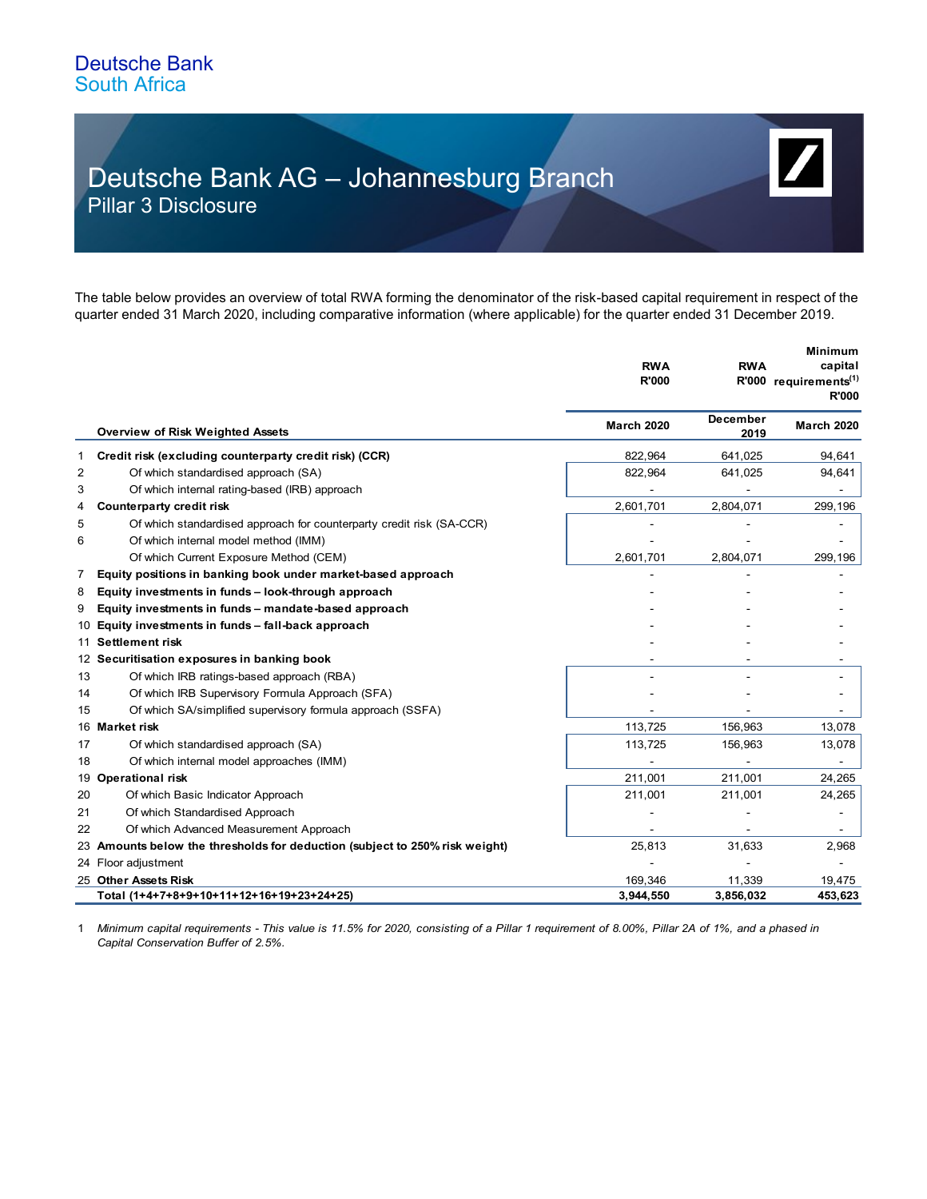Deutsche Bank
South Africa

# Deutsche Bank AG – Johannesburg Branch

## Pillar 3 Disclosure

The table below provides an overview of total RWA forming the denominator of the risk-based capital requirement in respect of the quarter ended 31 March 2020, including comparative information (where applicable) for the quarter ended 31 December 2019.

| | | RWA R'000 | RWA R'000 | Minimum capital requirements[1] R'000 |
|---|---|---|---|---|
| | **Overview of Risk Weighted Assets** | **March 2020** | **December 2019** | **March 2020** |
| 1 | **Credit risk (excluding counterparty credit risk) (CCR)** | 822,964 | 641,025 | 94,641 |
| 2 | Of which standardised approach (SA) | 822,964 | 641,025 | 94,641 |
| 3 | Of which internal rating-based (IRB) approach | - | - | - |
| 4 | **Counterparty credit risk** | 2,601,701 | 2,804,071 | 299,196 |
| 5 | Of which standardised approach for counterparty credit risk (SA-CCR) | - | - | - |
| 6 | Of which internal model method (IMM) | - | - | - |
| | Of which Current Exposure Method (CEM) | 2,601,701 | 2,804,071 | 299,196 |
| 7 | **Equity positions in banking book under market-based approach** | - | - | - |
| 8 | **Equity investments in funds – look-through approach** | - | - | - |
| 9 | **Equity investments in funds – mandate-based approach** | - | - | - |
| 10 | **Equity investments in funds – fall-back approach** | - | - | - |
| 11 | **Settlement risk** | - | - | - |
| 12 | **Securitisation exposures in banking book** | - | - | - |
| 13 | Of which IRB ratings-based approach (RBA) | - | - | - |
| 14 | Of which IRB Supervisory Formula Approach (SFA) | - | - | - |
| 15 | Of which SA/simplified supervisory formula approach (SSFA) | - | - | - |
| 16 | **Market risk** | 113,725 | 156,963 | 13,078 |
| 17 | Of which standardised approach (SA) | 113,725 | 156,963 | 13,078 |
| 18 | Of which internal model approaches (IMM) | - | - | - |
| 19 | **Operational risk** | 211,001 | 211,001 | 24,265 |
| 20 | Of which Basic Indicator Approach | 211,001 | 211,001 | 24,265 |
| 21 | Of which Standardised Approach | - | - | - |
| 22 | Of which Advanced Measurement Approach | - | - | - |
| 23 | **Amounts below the thresholds for deduction (subject to 250% risk weight)** | 25,813 | 31,633 | 2,968 |
| 24 | Floor adjustment | - | - | - |
| 25 | **Other Assets Risk** | 169,346 | 11,339 | 19,475 |
| | **Total (1+4+7+8+9+10+11+12+16+19+23+24+25)** | **3,944,550** | **3,856,032** | **453,623** |

1 *Minimum capital requirements - This value is 11.5% for 2020, consisting of a Pillar 1 requirement of 8.00%, Pillar 2A of 1%, and a phased in Capital Conservation Buffer of 2.5%.*